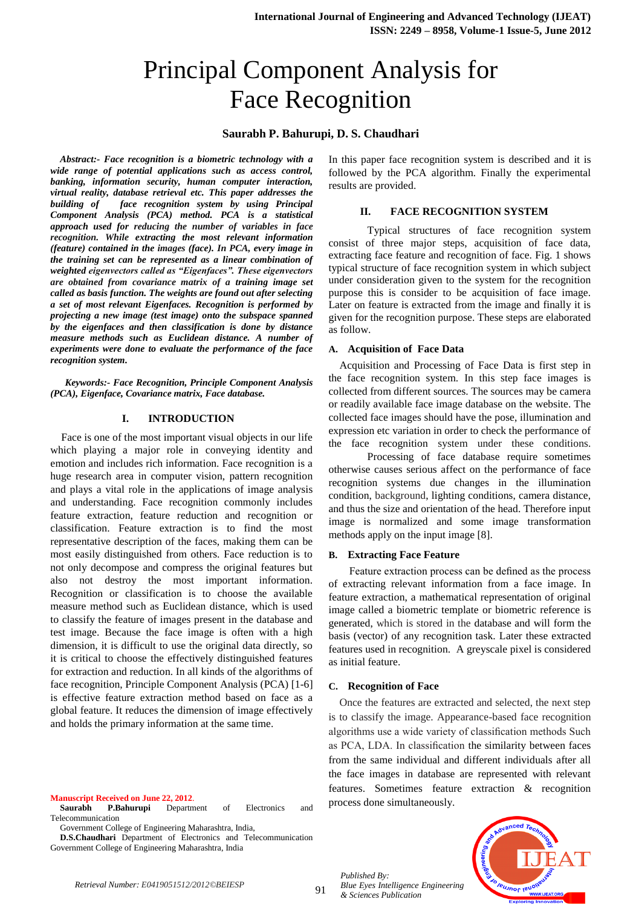# Principal Component Analysis for Face Recognition

**Saurabh P. Bahurupi, D. S. Chaudhari**

***Abstract:- Face recognition is a biometric technology with a wide range of potential applications such as access control, banking, information security, human computer interaction, virtual reality, database retrieval etc. This paper addresses the building of face recognition system by using Principal Component Analysis (PCA) method. PCA is a statistical approach used for reducing the number of variables in face recognition. While extracting the most relevant information (feature) contained in the images (face). In PCA, every image in the training set can be represented as a linear combination of weighted eigenvectors called as "Eigenfaces". These eigenvectors are obtained from covariance matrix of a training image set called as basis function. The weights are found out after selecting a set of most relevant Eigenfaces. Recognition is performed by projecting a new image (test image) onto the subspace spanned by the eigenfaces and then classification is done by distance measure methods such as Euclidean distance. A number of experiments were done to evaluate the performance of the face recognition system.***

***Keywords:- Face Recognition, Principle Component Analysis (PCA), Eigenface, Covariance matrix, Face database.***

## I. INTRODUCTION

Face is one of the most important visual objects in our life which playing a major role in conveying identity and emotion and includes rich information. Face recognition is a huge research area in computer vision, pattern recognition and plays a vital role in the applications of image analysis and understanding. Face recognition commonly includes feature extraction, feature reduction and recognition or classification. Feature extraction is to find the most representative description of the faces, making them can be most easily distinguished from others. Face reduction is to not only decompose and compress the original features but also not destroy the most important information. Recognition or classification is to choose the available measure method such as Euclidean distance, which is used to classify the feature of images present in the database and test image. Because the face image is often with a high dimension, it is difficult to use the original data directly, so it is critical to choose the effectively distinguished features for extraction and reduction. In all kinds of the algorithms of face recognition, Principal Component Analysis (PCA) [1-6] is effective feature extraction method based on face as a global feature. It reduces the dimension of image effectively and holds the primary information at the same time.

In this paper face recognition system is described and it is followed by the PCA algorithm. Finally the experimental results are provided.

## II. FACE RECOGNITION SYSTEM

Typical structures of face recognition system consist of three major steps, acquisition of face data, extracting face feature and recognition of face. Fig. 1 shows typical structure of face recognition system in which subject under consideration given to the system for the recognition purpose this is consider to be acquisition of face image. Later on feature is extracted from the image and finally it is given for the recognition purpose. These steps are elaborated as follow.

### A. Acquisition of Face Data

Acquisition and Processing of Face Data is first step in the face recognition system. In this step face images is collected from different sources. The sources may be camera or readily available face image database on the website. The collected face images should have the pose, illumination and expression etc variation in order to check the performance of the face recognition system under these conditions.

Processing of face database require sometimes otherwise causes serious affect on the performance of face recognition systems due changes in the illumination condition, background, lighting conditions, camera distance, and thus the size and orientation of the head. Therefore input image is normalized and some image transformation methods apply on the input image [8].

### B. Extracting Face Feature

Feature extraction process can be defined as the process of extracting relevant information from a face image. In feature extraction, a mathematical representation of original image called a biometric template or biometric reference is generated, which is stored in the database and will form the basis (vector) of any recognition task. Later these extracted features used in recognition. A greyscale pixel is considered as initial feature.

### C. Recognition of Face

Once the features are extracted and selected, the next step is to classify the image. Appearance-based face recognition algorithms use a wide variety of classification methods Such as PCA, LDA. In classification the similarity between faces from the same individual and different individuals after all the face images in database are represented with relevant features. Sometimes feature extraction & recognition process done simultaneously.

---

**Manuscript Received on June 22, 2012.**

**Saurabh P.Bahurupi** Department of Electronics and Telecommunication Government College of Engineering Maharashtra, India,

**D.S.Chaudhari** Department of Electronics and Telecommunication Government College of Engineering Maharashtra, India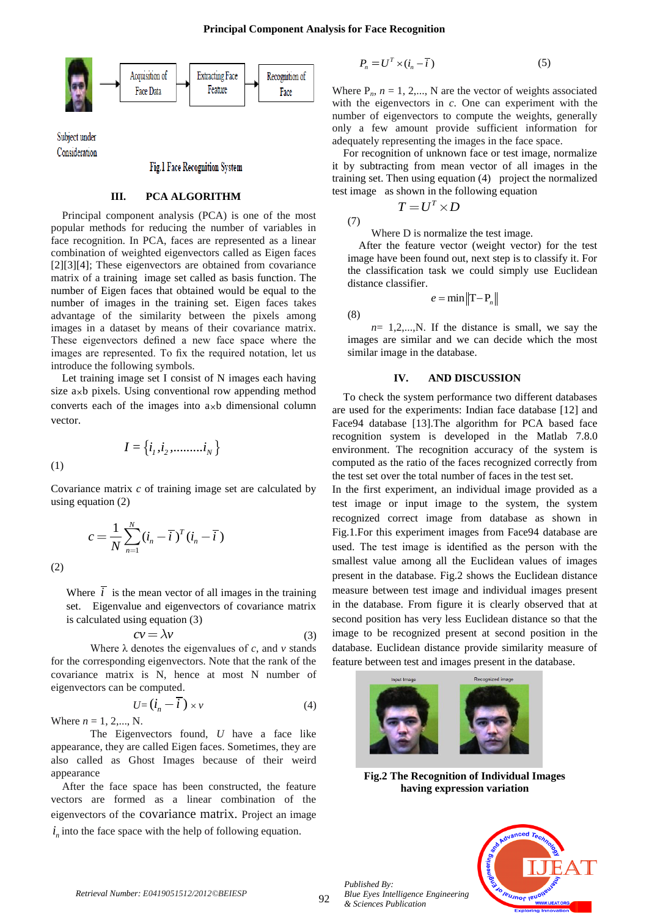Fig.1 Face Recognition System

### III. PCA ALGORITHM

Principal component analysis (PCA) is one of the most popular methods for reducing the number of variables in face recognition. In PCA, faces are represented as a linear combination of weighted eigenvectors called as Eigen faces [2][3][4]; These eigenvectors are obtained from covariance matrix of a training image set called as basis function. The number of Eigen faces that obtained would be equal to the number of images in the training set. Eigen faces takes advantage of the similarity between the pixels among images in a dataset by means of their covariance matrix. These eigenvectors defined a new face space where the images are represented. To fix the required notation, let us introduce the following symbols.

Let training image set I consist of N images each having size a×b pixels. Using conventional row appending method converts each of the images into a×b dimensional column vector.

$$I = \{i_1, i_2, .........i_N\} \quad (1)$$

Covariance matrix *c* of training image set are calculated by using equation (2)

$$c = \frac{1}{N}\sum_{n=1}^{N}(i_n - \bar{i})^T (i_n - \bar{i}) \quad (2)$$

Where $\bar{i}$ is the mean vector of all images in the training set. Eigenvalue and eigenvectors of covariance matrix is calculated using equation (3)

$$cv = \lambda v \quad (3)$$

Where λ denotes the eigenvalues of *c*, and *v* stands for the corresponding eigenvectors. Note that the rank of the covariance matrix is N, hence at most N number of eigenvectors can be computed.

$$U = (i_n - \bar{i}) \times v \quad (4)$$

Where *n* = 1, 2,..., N.

The Eigenvectors found, *U* have a face like appearance, they are called Eigen faces. Sometimes, they are also called as Ghost Images because of their weird appearance

After the face space has been constructed, the feature vectors are formed as a linear combination of the eigenvectors of the covariance matrix. Project an image $i_n$ into the face space with the help of following equation.

$$P_n = U^T \times (i_n - \bar{i}) \quad (5)$$

Where $P_n$, *n* = 1, 2,..., N are the vector of weights associated with the eigenvectors in *c*. One can experiment with the number of eigenvectors to compute the weights, generally only a few amount provide sufficient information for adequately representing the images in the face space.

For recognition of unknown face or test image, normalize it by subtracting from mean vector of all images in the training set. Then using equation (4) project the normalized test image as shown in the following equation

$$T = U^T \times D \quad (7)$$

Where D is normalize the test image.

After the feature vector (weight vector) for the test image have been found out, next step is to classify it. For the classification task we could simply use Euclidean distance classifier.

$$e = \min \|T - P_n\| \quad (8)$$

*n*= 1,2,...,N. If the distance is small, we say the images are similar and we can decide which the most similar image in the database.

### IV. AND DISCUSSION

To check the system performance two different databases are used for the experiments: Indian face database [12] and Face94 database [13].The algorithm for PCA based face recognition system is developed in the Matlab 7.8.0 environment. The recognition accuracy of the system is computed as the ratio of the faces recognized correctly from the test set over the total number of faces in the test set.

In the first experiment, an individual image provided as a test image or input image to the system, the system recognized correct image from database as shown in Fig.1.For this experiment images from Face94 database are used. The test image is identified as the person with the smallest value among all the Euclidean values of images present in the database. Fig.2 shows the Euclidean distance measure between test image and individual images present in the database. From figure it is clearly observed that at second position has very less Euclidean distance so that the image to be recognized present at second position in the database. Euclidean distance provide similarity measure of feature between test and images present in the database.

**Fig.2 The Recognition of Individual Images having expression variation**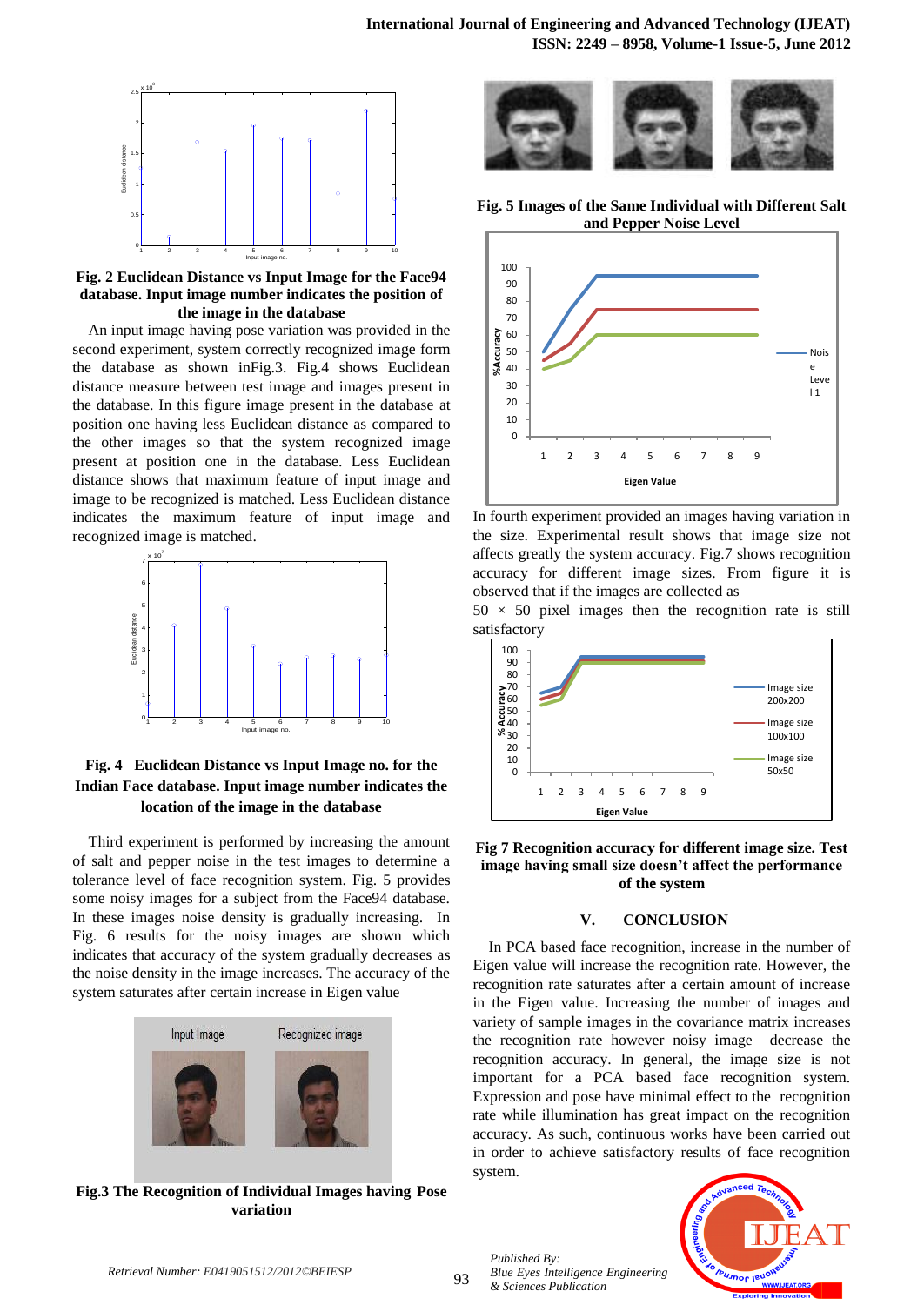Fig. 2 Euclidean Distance vs Input Image for the Face94 database. Input image number indicates the position of the image in the database

An input image having pose variation was provided in the second experiment, system correctly recognized image form the database as shown inFig.3. Fig.4 shows Euclidean distance measure between test image and images present in the database. In this figure image present in the database at position one having less Euclidean distance as compared to the other images so that the system recognized image present at position one in the database. Less Euclidean distance shows that maximum feature of input image and image to be recognized is matched. Less Euclidean distance indicates the maximum feature of input image and recognized image is matched.

**Fig. 4 Euclidean Distance vs Input Image no. for the Indian Face database. Input image number indicates the location of the image in the database**

Third experiment is performed by increasing the amount of salt and pepper noise in the test images to determine a tolerance level of face recognition system. Fig. 5 provides some noisy images for a subject from the Face94 database. In these images noise density is gradually increasing. In Fig. 6 results for the noisy images are shown which indicates that accuracy of the system gradually decreases as the noise density in the image increases. The accuracy of the system saturates after certain increase in Eigen value

**Fig.3 The Recognition of Individual Images having Pose variation**

**Fig. 5 Images of the Same Individual with Different Salt and Pepper Noise Level**

In fourth experiment provided an images having variation in the size. Experimental result shows that image size not affects greatly the system accuracy. Fig.7 shows recognition accuracy for different image sizes. From figure it is observed that if the images are collected as

$50 \times 50$ pixel images then the recognition rate is still satisfactory

**Fig 7 Recognition accuracy for different image size. Test image having small size doesn't affect the performance of the system**

## V. CONCLUSION

In PCA based face recognition, increase in the number of Eigen value will increase the recognition rate. However, the recognition rate saturates after a certain amount of increase in the Eigen value. Increasing the number of images and variety of sample images in the covariance matrix increases the recognition rate however noisy image decrease the recognition accuracy. In general, the image size is not important for a PCA based face recognition system. Expression and pose have minimal effect to the recognition rate while illumination has great impact on the recognition accuracy. As such, continuous works have been carried out in order to achieve satisfactory results of face recognition system.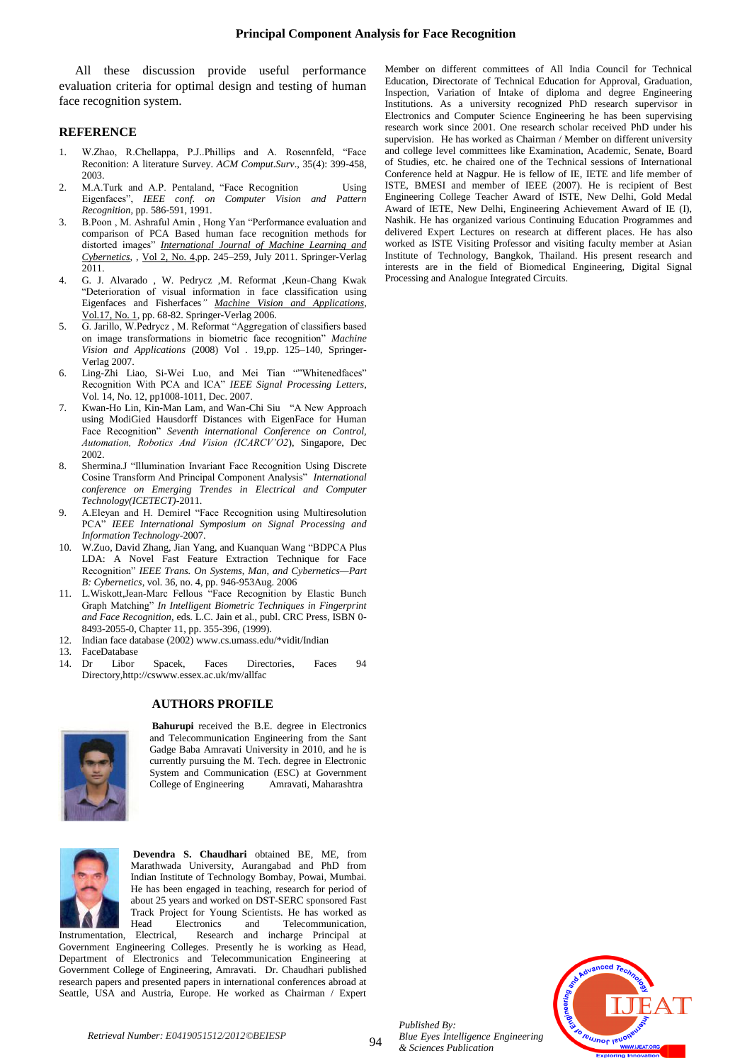All these discussion provide useful performance evaluation criteria for optimal design and testing of human face recognition system.

## REFERENCE

1. W.Zhao, R.Chellappa, P.J..Phillips and A. Rosennfeld, "Face Reconition: A literature Survey. *ACM Comput.Surv*., 35(4): 399-458, 2003.
2. M.A.Turk and A.P. Pentaland, "Face Recognition Using Eigenfaces", *IEEE conf. on Computer Vision and Pattern Recognition*, pp. 586-591, 1991.
3. B.Poon , M. Ashraful Amin , Hong Yan "Performance evaluation and comparison of PCA Based human face recognition methods for distorted images" *International Journal of Machine Learning and Cybernetics*, , Vol 2, No. 4,pp. 245–259, July 2011. Springer-Verlag 2011.
4. G. J. Alvarado , W. Pedrycz ,M. Reformat ,Keun-Chang Kwak "Deterioration of visual information in face classification using Eigenfaces and Fisherfaces" *Machine Vision and Applications*, Vol.17, No. 1, pp. 68-82. Springer-Verlag 2006.
5. G. Jarillo, W.Pedrycz , M. Reformat "Aggregation of classifiers based on image transformations in biometric face recognition" *Machine Vision and Applications* (2008) Vol . 19,pp. 125–140, Springer-Verlag 2007.
6. Ling-Zhi Liao, Si-Wei Luo, and Mei Tian ""Whitenedfaces" Recognition With PCA and ICA" *IEEE Signal Processing Letters*, Vol. 14, No. 12, pp1008-1011, Dec. 2007.
7. Kwan-Ho Lin, Kin-Man Lam, and Wan-Chi Siu "A New Approach using ModiGied Hausdorff Distances with EigenFace for Human Face Recognition" *Seventh international Conference on Control, Automation, Robotics And Vision (ICARCV'O2*), Singapore, Dec 2002.
8. Shermina.J "Illumination Invariant Face Recognition Using Discrete Cosine Transform And Principal Component Analysis" *International conference on Emerging Trendes in Electrical and Computer Technology(ICETECT)*-2011.
9. A.Eleyan and H. Demirel "Face Recognition using Multiresolution PCA" *IEEE International Symposium on Signal Processing and Information Technology*-2007.
10. W.Zuo, David Zhang, Jian Yang, and Kuanquan Wang "BDPCA Plus LDA: A Novel Fast Feature Extraction Technique for Face Recognition" *IEEE Trans. On Systems, Man, and Cybernetics—Part B: Cybernetics*, vol. 36, no. 4, pp. 946-953Aug. 2006
11. L.Wiskott,Jean-Marc Fellous "Face Recognition by Elastic Bunch Graph Matching" *In Intelligent Biometric Techniques in Fingerprint and Face Recognition*, eds. L.C. Jain et al., publ. CRC Press, ISBN 0-8493-2055-0, Chapter 11, pp. 355-396, (1999).
12. Indian face database (2002) www.cs.umass.edu/*vidit/Indian
13. FaceDatabase
14. Dr Libor Spacek, Faces Directories, Faces 94 Directory,http://cswww.essex.ac.uk/mv/allfac

## AUTHORS PROFILE

**Bahurupi** received the B.E. degree in Electronics and Telecommunication Engineering from the Sant Gadge Baba Amravati University in 2010, and he is currently pursuing the M. Tech. degree in Electronic System and Communication (ESC) at Government College of Engineering Amravati, Maharashtra

**Devendra S. Chaudhari** obtained BE, ME, from Marathwada University, Aurangabad and PhD from Indian Institute of Technology Bombay, Powai, Mumbai. He has been engaged in teaching, research for period of about 25 years and worked on DST-SERC sponsored Fast Track Project for Young Scientists. He has worked as Head Electronics and Telecommunication, Instrumentation, Electrical, Research and incharge Principal at Government Engineering Colleges. Presently he is working as Head, Department of Electronics and Telecommunication Engineering at Government College of Engineering, Amravati. Dr. Chaudhari published research papers and presented papers in international conferences abroad at Seattle, USA and Austria, Europe. He worked as Chairman / Expert Member on different committees of All India Council for Technical Education, Directorate of Technical Education for Approval, Graduation, Inspection, Variation of Intake of diploma and degree Engineering Institutions. As a university recognized PhD research supervisor in Electronics and Computer Science Engineering he has been supervising research work since 2001. One research scholar received PhD under his supervision. He has worked as Chairman / Member on different university and college level committees like Examination, Academic, Senate, Board of Studies, etc. he chaired one of the Technical sessions of International Conference held at Nagpur. He is fellow of IE, IETE and life member of ISTE, BMESI and member of IEEE (2007). He is recipient of Best Engineering College Teacher Award of ISTE, New Delhi, Gold Medal Award of IETE, New Delhi, Engineering Achievement Award of IE (I), Nashik. He has organized various Continuing Education Programmes and delivered Expert Lectures on research at different places. He has also worked as ISTE Visiting Professor and visiting faculty member at Asian Institute of Technology, Bangkok, Thailand. His present research and interests are in the field of Biomedical Engineering, Digital Signal Processing and Analogue Integrated Circuits.